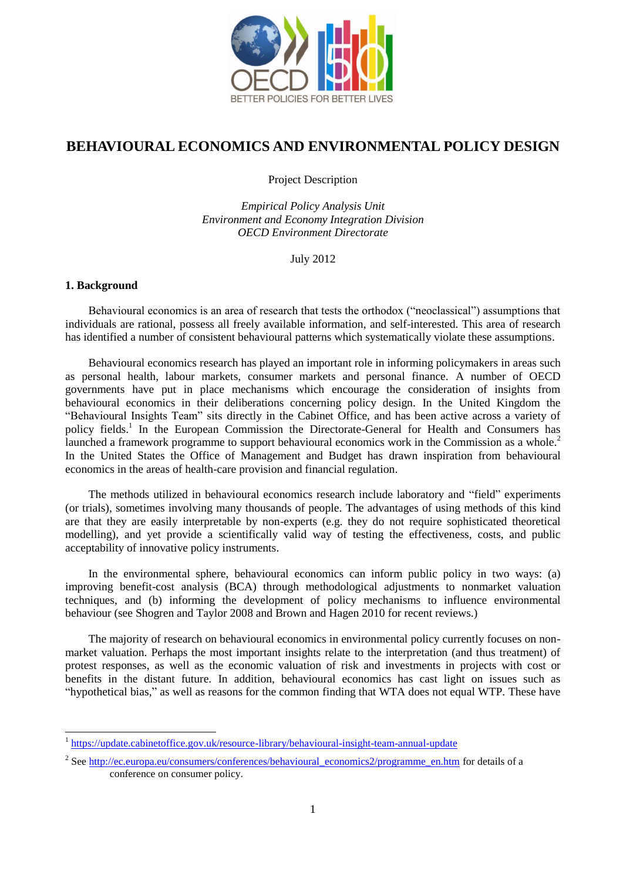# BEHAVIOURAL ECONOMICS AND ENVIRONMENTAL POLICY DESIGN

Project Description

*Empirical Policy Analysis Unit*
*Environment and Economy Integration Division*
*OECD Environment Directorate*

July 2012

## 1. Background

Behavioural economics is an area of research that tests the orthodox ("neoclassical") assumptions that individuals are rational, possess all freely available information, and self-interested. This area of research has identified a number of consistent behavioural patterns which systematically violate these assumptions.

Behavioural economics research has played an important role in informing policymakers in areas such as personal health, labour markets, consumer markets and personal finance. A number of OECD governments have put in place mechanisms which encourage the consideration of insights from behavioural economics in their deliberations concerning policy design. In the United Kingdom the "Behavioural Insights Team" sits directly in the Cabinet Office, and has been active across a variety of policy fields.[1] In the European Commission the Directorate-General for Health and Consumers has launched a framework programme to support behavioural economics work in the Commission as a whole.[2] In the United States the Office of Management and Budget has drawn inspiration from behavioural economics in the areas of health-care provision and financial regulation.

The methods utilized in behavioural economics research include laboratory and "field" experiments (or trials), sometimes involving many thousands of people. The advantages of using methods of this kind are that they are easily interpretable by non-experts (e.g. they do not require sophisticated theoretical modelling), and yet provide a scientifically valid way of testing the effectiveness, costs, and public acceptability of innovative policy instruments.

In the environmental sphere, behavioural economics can inform public policy in two ways: (a) improving benefit-cost analysis (BCA) through methodological adjustments to nonmarket valuation techniques, and (b) informing the development of policy mechanisms to influence environmental behaviour (see Shogren and Taylor 2008 and Brown and Hagen 2010 for recent reviews.)

The majority of research on behavioural economics in environmental policy currently focuses on non-market valuation. Perhaps the most important insights relate to the interpretation (and thus treatment) of protest responses, as well as the economic valuation of risk and investments in projects with cost or benefits in the distant future. In addition, behavioural economics has cast light on issues such as "hypothetical bias," as well as reasons for the common finding that WTA does not equal WTP. These have

---

[1] https://update.cabinetoffice.gov.uk/resource-library/behavioural-insight-team-annual-update

[2] See http://ec.europa.eu/consumers/conferences/behavioural_economics2/programme_en.htm for details of a conference on consumer policy.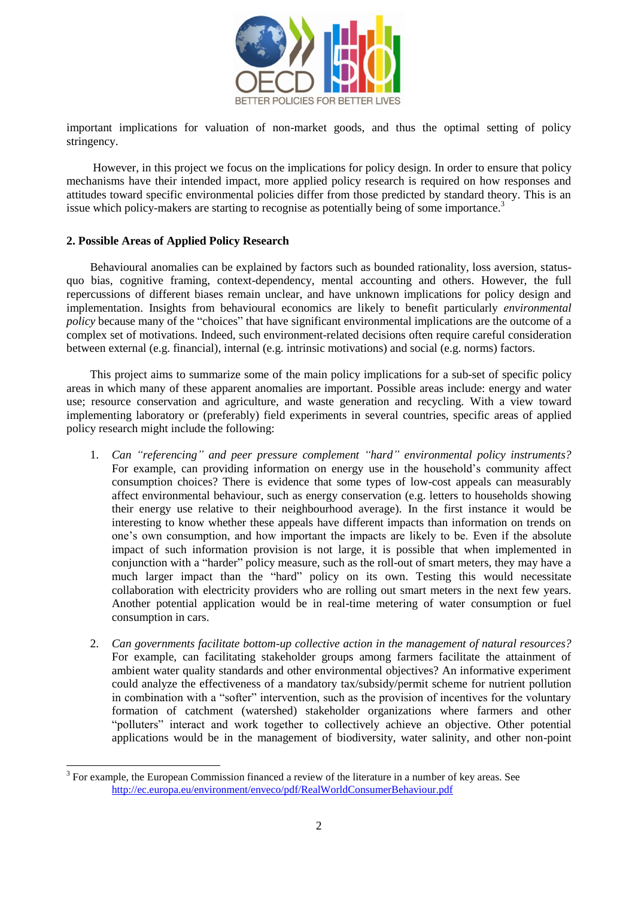important implications for valuation of non-market goods, and thus the optimal setting of policy stringency.

However, in this project we focus on the implications for policy design. In order to ensure that policy mechanisms have their intended impact, more applied policy research is required on how responses and attitudes toward specific environmental policies differ from those predicted by standard theory. This is an issue which policy-makers are starting to recognise as potentially being of some importance.[3]

## 2. Possible Areas of Applied Policy Research

Behavioural anomalies can be explained by factors such as bounded rationality, loss aversion, status-quo bias, cognitive framing, context-dependency, mental accounting and others. However, the full repercussions of different biases remain unclear, and have unknown implications for policy design and implementation. Insights from behavioural economics are likely to benefit particularly *environmental policy* because many of the "choices" that have significant environmental implications are the outcome of a complex set of motivations. Indeed, such environment-related decisions often require careful consideration between external (e.g. financial), internal (e.g. intrinsic motivations) and social (e.g. norms) factors.

This project aims to summarize some of the main policy implications for a sub-set of specific policy areas in which many of these apparent anomalies are important. Possible areas include: energy and water use; resource conservation and agriculture, and waste generation and recycling. With a view toward implementing laboratory or (preferably) field experiments in several countries, specific areas of applied policy research might include the following:

1. *Can "referencing" and peer pressure complement "hard" environmental policy instruments?* For example, can providing information on energy use in the household's community affect consumption choices? There is evidence that some types of low-cost appeals can measurably affect environmental behaviour, such as energy conservation (e.g. letters to households showing their energy use relative to their neighbourhood average). In the first instance it would be interesting to know whether these appeals have different impacts than information on trends on one's own consumption, and how important the impacts are likely to be. Even if the absolute impact of such information provision is not large, it is possible that when implemented in conjunction with a "harder" policy measure, such as the roll-out of smart meters, they may have a much larger impact than the "hard" policy on its own. Testing this would necessitate collaboration with electricity providers who are rolling out smart meters in the next few years. Another potential application would be in real-time metering of water consumption or fuel consumption in cars.

2. *Can governments facilitate bottom-up collective action in the management of natural resources?* For example, can facilitating stakeholder groups among farmers facilitate the attainment of ambient water quality standards and other environmental objectives? An informative experiment could analyze the effectiveness of a mandatory tax/subsidy/permit scheme for nutrient pollution in combination with a "softer" intervention, such as the provision of incentives for the voluntary formation of catchment (watershed) stakeholder organizations where farmers and other "polluters" interact and work together to collectively achieve an objective. Other potential applications would be in the management of biodiversity, water salinity, and other non-point

[3] For example, the European Commission financed a review of the literature in a number of key areas. See http://ec.europa.eu/environment/enveco/pdf/RealWorldConsumerBehaviour.pdf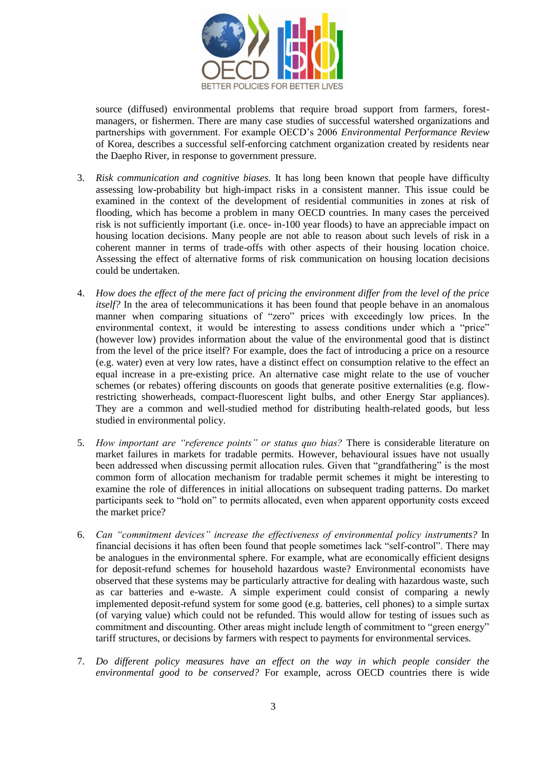source (diffused) environmental problems that require broad support from farmers, forest-managers, or fishermen. There are many case studies of successful watershed organizations and partnerships with government. For example OECD's 2006 *Environmental Performance Review* of Korea, describes a successful self-enforcing catchment organization created by residents near the Daepho River, in response to government pressure.

3. *Risk communication and cognitive biases.* It has long been known that people have difficulty assessing low-probability but high-impact risks in a consistent manner. This issue could be examined in the context of the development of residential communities in zones at risk of flooding, which has become a problem in many OECD countries. In many cases the perceived risk is not sufficiently important (i.e. once- in-100 year floods) to have an appreciable impact on housing location decisions. Many people are not able to reason about such levels of risk in a coherent manner in terms of trade-offs with other aspects of their housing location choice. Assessing the effect of alternative forms of risk communication on housing location decisions could be undertaken.

4. *How does the effect of the mere fact of pricing the environment differ from the level of the price itself?* In the area of telecommunications it has been found that people behave in an anomalous manner when comparing situations of "zero" prices with exceedingly low prices. In the environmental context, it would be interesting to assess conditions under which a "price" (however low) provides information about the value of the environmental good that is distinct from the level of the price itself? For example, does the fact of introducing a price on a resource (e.g. water) even at very low rates, have a distinct effect on consumption relative to the effect an equal increase in a pre-existing price. An alternative case might relate to the use of voucher schemes (or rebates) offering discounts on goods that generate positive externalities (e.g. flow-restricting showerheads, compact-fluorescent light bulbs, and other Energy Star appliances). They are a common and well-studied method for distributing health-related goods, but less studied in environmental policy.

5. *How important are "reference points" or status quo bias?* There is considerable literature on market failures in markets for tradable permits. However, behavioural issues have not usually been addressed when discussing permit allocation rules. Given that "grandfathering" is the most common form of allocation mechanism for tradable permit schemes it might be interesting to examine the role of differences in initial allocations on subsequent trading patterns. Do market participants seek to "hold on" to permits allocated, even when apparent opportunity costs exceed the market price?

6. *Can "commitment devices" increase the effectiveness of environmental policy instruments?* In financial decisions it has often been found that people sometimes lack "self-control". There may be analogues in the environmental sphere. For example, what are economically efficient designs for deposit-refund schemes for household hazardous waste? Environmental economists have observed that these systems may be particularly attractive for dealing with hazardous waste, such as car batteries and e-waste. A simple experiment could consist of comparing a newly implemented deposit-refund system for some good (e.g. batteries, cell phones) to a simple surtax (of varying value) which could not be refunded. This would allow for testing of issues such as commitment and discounting. Other areas might include length of commitment to "green energy" tariff structures, or decisions by farmers with respect to payments for environmental services.

7. *Do different policy measures have an effect on the way in which people consider the environmental good to be conserved?* For example, across OECD countries there is wide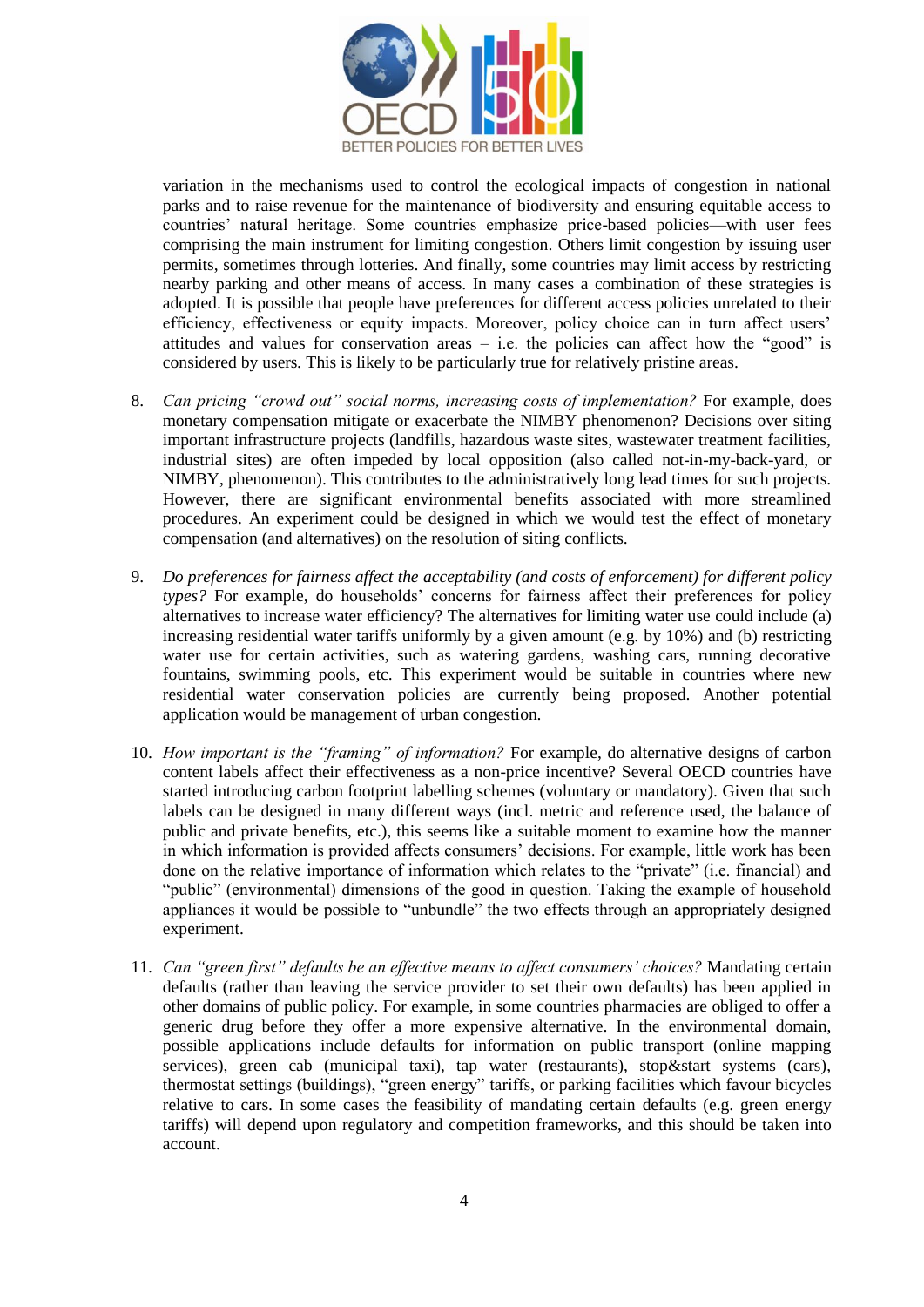variation in the mechanisms used to control the ecological impacts of congestion in national parks and to raise revenue for the maintenance of biodiversity and ensuring equitable access to countries' natural heritage. Some countries emphasize price-based policies—with user fees comprising the main instrument for limiting congestion. Others limit congestion by issuing user permits, sometimes through lotteries. And finally, some countries may limit access by restricting nearby parking and other means of access. In many cases a combination of these strategies is adopted. It is possible that people have preferences for different access policies unrelated to their efficiency, effectiveness or equity impacts. Moreover, policy choice can in turn affect users' attitudes and values for conservation areas – i.e. the policies can affect how the "good" is considered by users. This is likely to be particularly true for relatively pristine areas.

8. *Can pricing "crowd out" social norms, increasing costs of implementation?* For example, does monetary compensation mitigate or exacerbate the NIMBY phenomenon? Decisions over siting important infrastructure projects (landfills, hazardous waste sites, wastewater treatment facilities, industrial sites) are often impeded by local opposition (also called not-in-my-back-yard, or NIMBY, phenomenon). This contributes to the administratively long lead times for such projects. However, there are significant environmental benefits associated with more streamlined procedures. An experiment could be designed in which we would test the effect of monetary compensation (and alternatives) on the resolution of siting conflicts.

9. *Do preferences for fairness affect the acceptability (and costs of enforcement) for different policy types?* For example, do households' concerns for fairness affect their preferences for policy alternatives to increase water efficiency? The alternatives for limiting water use could include (a) increasing residential water tariffs uniformly by a given amount (e.g. by 10%) and (b) restricting water use for certain activities, such as watering gardens, washing cars, running decorative fountains, swimming pools, etc. This experiment would be suitable in countries where new residential water conservation policies are currently being proposed. Another potential application would be management of urban congestion.

10. *How important is the "framing" of information?* For example, do alternative designs of carbon content labels affect their effectiveness as a non-price incentive? Several OECD countries have started introducing carbon footprint labelling schemes (voluntary or mandatory). Given that such labels can be designed in many different ways (incl. metric and reference used, the balance of public and private benefits, etc.), this seems like a suitable moment to examine how the manner in which information is provided affects consumers' decisions. For example, little work has been done on the relative importance of information which relates to the "private" (i.e. financial) and "public" (environmental) dimensions of the good in question. Taking the example of household appliances it would be possible to "unbundle" the two effects through an appropriately designed experiment.

11. *Can "green first" defaults be an effective means to affect consumers' choices?* Mandating certain defaults (rather than leaving the service provider to set their own defaults) has been applied in other domains of public policy. For example, in some countries pharmacies are obliged to offer a generic drug before they offer a more expensive alternative. In the environmental domain, possible applications include defaults for information on public transport (online mapping services), green cab (municipal taxi), tap water (restaurants), stop&start systems (cars), thermostat settings (buildings), "green energy" tariffs, or parking facilities which favour bicycles relative to cars. In some cases the feasibility of mandating certain defaults (e.g. green energy tariffs) will depend upon regulatory and competition frameworks, and this should be taken into account.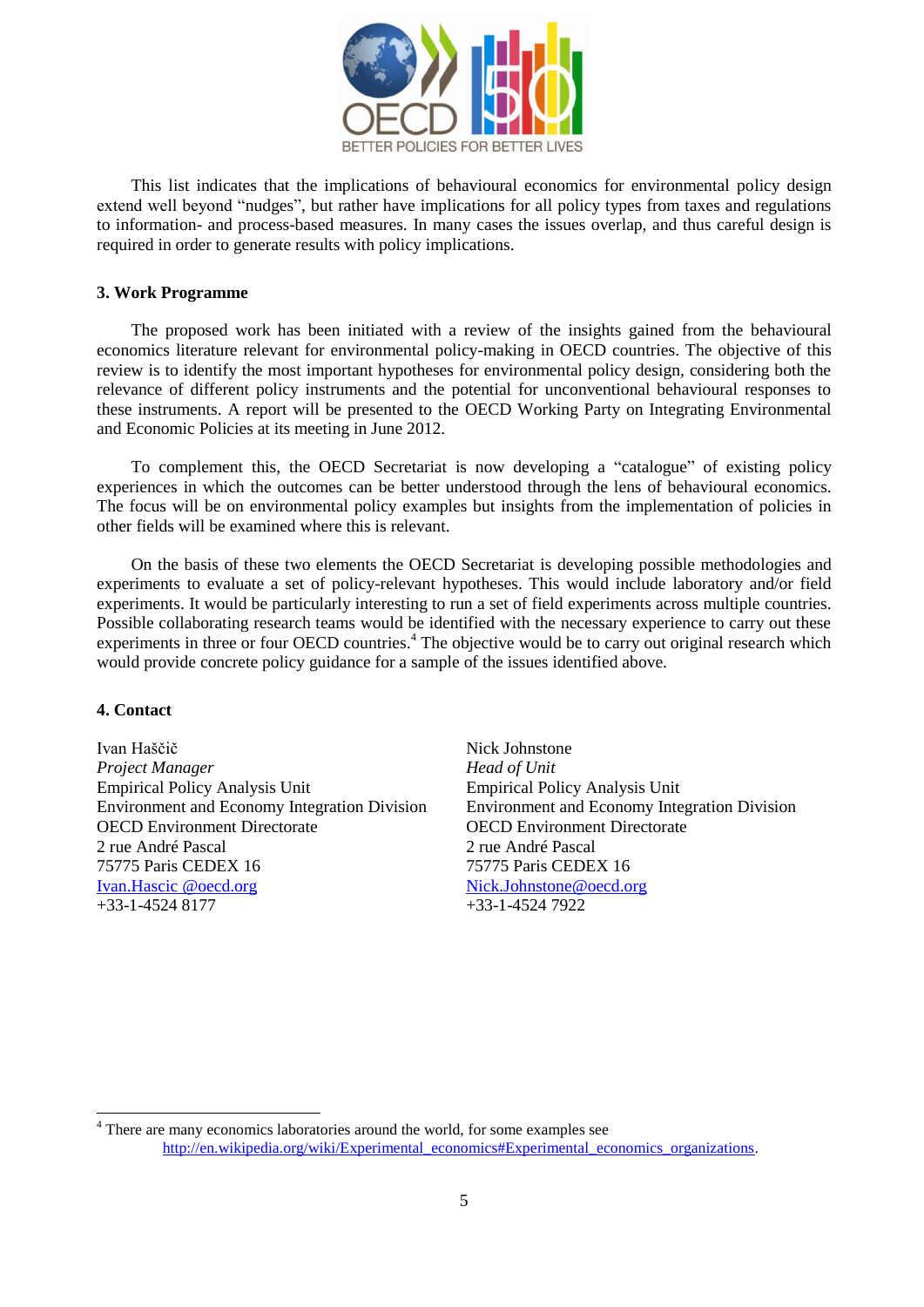This list indicates that the implications of behavioural economics for environmental policy design extend well beyond "nudges", but rather have implications for all policy types from taxes and regulations to information- and process-based measures. In many cases the issues overlap, and thus careful design is required in order to generate results with policy implications.

### 3. Work Programme

The proposed work has been initiated with a review of the insights gained from the behavioural economics literature relevant for environmental policy-making in OECD countries. The objective of this review is to identify the most important hypotheses for environmental policy design, considering both the relevance of different policy instruments and the potential for unconventional behavioural responses to these instruments. A report will be presented to the OECD Working Party on Integrating Environmental and Economic Policies at its meeting in June 2012.

To complement this, the OECD Secretariat is now developing a "catalogue" of existing policy experiences in which the outcomes can be better understood through the lens of behavioural economics. The focus will be on environmental policy examples but insights from the implementation of policies in other fields will be examined where this is relevant.

On the basis of these two elements the OECD Secretariat is developing possible methodologies and experiments to evaluate a set of policy-relevant hypotheses. This would include laboratory and/or field experiments. It would be particularly interesting to run a set of field experiments across multiple countries. Possible collaborating research teams would be identified with the necessary experience to carry out these experiments in three or four OECD countries.[4] The objective would be to carry out original research which would provide concrete policy guidance for a sample of the issues identified above.

### 4. Contact

Ivan Haščič
*Project Manager*
Empirical Policy Analysis Unit
Environment and Economy Integration Division
OECD Environment Directorate
2 rue André Pascal
75775 Paris CEDEX 16
Ivan.Hascic @oecd.org
+33-1-4524 8177

Nick Johnstone
*Head of Unit*
Empirical Policy Analysis Unit
Environment and Economy Integration Division
OECD Environment Directorate
2 rue André Pascal
75775 Paris CEDEX 16
Nick.Johnstone@oecd.org
+33-1-4524 7922

---

[4] There are many economics laboratories around the world, for some examples see http://en.wikipedia.org/wiki/Experimental_economics#Experimental_economics_organizations.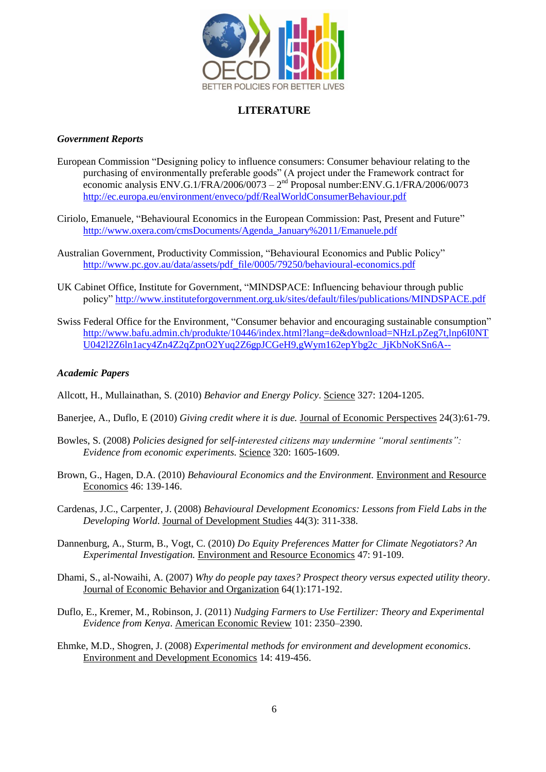## LITERATURE

***Government Reports***

European Commission "Designing policy to influence consumers: Consumer behaviour relating to the purchasing of environmentally preferable goods" (A project under the Framework contract for economic analysis ENV.G.1/FRA/2006/0073 – 2nd Proposal number:ENV.G.1/FRA/2006/0073 http://ec.europa.eu/environment/enveco/pdf/RealWorldConsumerBehaviour.pdf

Ciriolo, Emanuele, "Behavioural Economics in the European Commission: Past, Present and Future" http://www.oxera.com/cmsDocuments/Agenda_January%2011/Emanuele.pdf

Australian Government, Productivity Commission, "Behavioural Economics and Public Policy" http://www.pc.gov.au/data/assets/pdf_file/0005/79250/behavioural-economics.pdf

UK Cabinet Office, Institute for Government, "MINDSPACE: Influencing behaviour through public policy" http://www.instituteforgovernment.org.uk/sites/default/files/publications/MINDSPACE.pdf

Swiss Federal Office for the Environment, "Consumer behavior and encouraging sustainable consumption" http://www.bafu.admin.ch/produkte/10446/index.html?lang=de&download=NHzLpZeg7t,lnp6I0NTU042l2Z6ln1acy4Zn4Z2qZpnO2Yuq2Z6gpJCGeH9,gWym162epYbg2c_JjKbNoKSn6A--

***Academic Papers***

Allcott, H., Mullainathan, S. (2010) *Behavior and Energy Policy*. Science 327: 1204-1205.

Banerjee, A., Duflo, E (2010) *Giving credit where it is due.* Journal of Economic Perspectives 24(3):61-79.

Bowles, S. (2008) *Policies designed for self-interested citizens may undermine "moral sentiments": Evidence from economic experiments.* Science 320: 1605-1609.

Brown, G., Hagen, D.A. (2010) *Behavioural Economics and the Environment.* Environment and Resource Economics 46: 139-146.

Cardenas, J.C., Carpenter, J. (2008) *Behavioural Development Economics: Lessons from Field Labs in the Developing World.* Journal of Development Studies 44(3): 311-338.

Dannenburg, A., Sturm, B., Vogt, C. (2010) *Do Equity Preferences Matter for Climate Negotiators? An Experimental Investigation.* Environment and Resource Economics 47: 91-109.

Dhami, S., al-Nowaihi, A. (2007) *Why do people pay taxes? Prospect theory versus expected utility theory*. Journal of Economic Behavior and Organization 64(1):171-192.

Duflo, E., Kremer, M., Robinson, J. (2011) *Nudging Farmers to Use Fertilizer: Theory and Experimental Evidence from Kenya*. American Economic Review 101: 2350–2390.

Ehmke, M.D., Shogren, J. (2008) *Experimental methods for environment and development economics*. Environment and Development Economics 14: 419-456.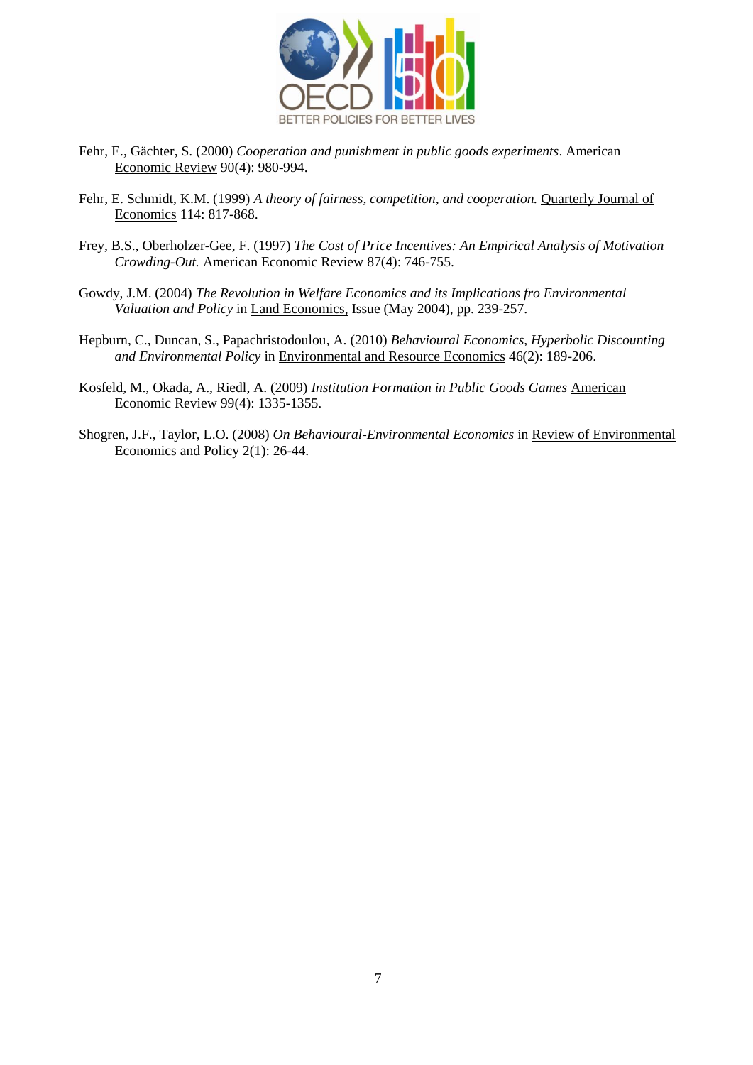Fehr, E., Gächter, S. (2000) *Cooperation and punishment in public goods experiments*. American Economic Review 90(4): 980-994.

Fehr, E. Schmidt, K.M. (1999) *A theory of fairness, competition, and cooperation.* Quarterly Journal of Economics 114: 817-868.

Frey, B.S., Oberholzer-Gee, F. (1997) *The Cost of Price Incentives: An Empirical Analysis of Motivation Crowding-Out.* American Economic Review 87(4): 746-755.

Gowdy, J.M. (2004) *The Revolution in Welfare Economics and its Implications fro Environmental Valuation and Policy* in Land Economics, Issue (May 2004), pp. 239-257.

Hepburn, C., Duncan, S., Papachristodoulou, A. (2010) *Behavioural Economics, Hyperbolic Discounting and Environmental Policy* in Environmental and Resource Economics 46(2): 189-206.

Kosfeld, M., Okada, A., Riedl, A. (2009) *Institution Formation in Public Goods Games* American Economic Review 99(4): 1335-1355.

Shogren, J.F., Taylor, L.O. (2008) *On Behavioural-Environmental Economics* in Review of Environmental Economics and Policy 2(1): 26-44.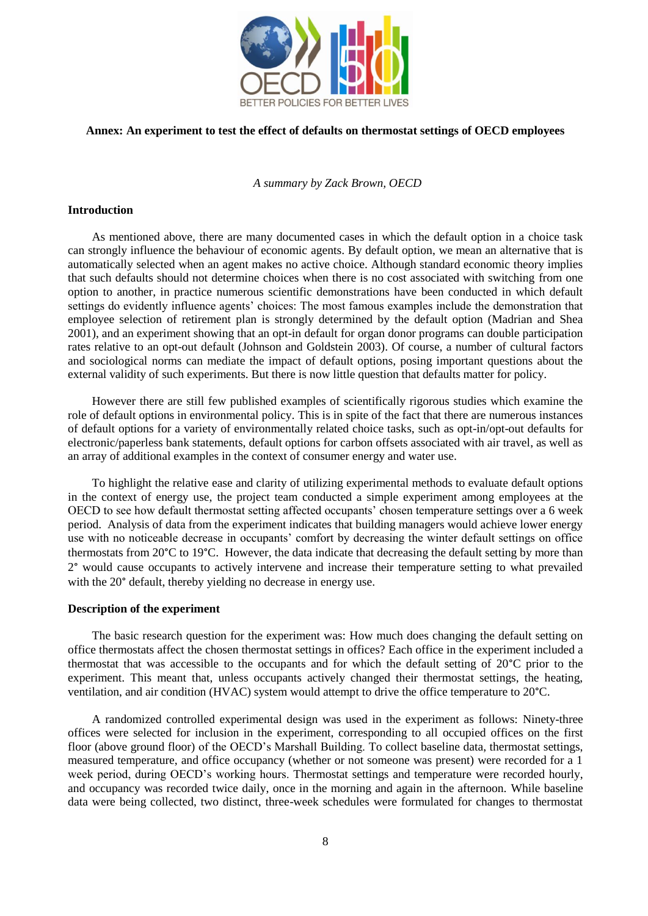**Annex: An experiment to test the effect of defaults on thermostat settings of OECD employees**

*A summary by Zack Brown, OECD*

**Introduction**

As mentioned above, there are many documented cases in which the default option in a choice task can strongly influence the behaviour of economic agents. By default option, we mean an alternative that is automatically selected when an agent makes no active choice. Although standard economic theory implies that such defaults should not determine choices when there is no cost associated with switching from one option to another, in practice numerous scientific demonstrations have been conducted in which default settings do evidently influence agents' choices: The most famous examples include the demonstration that employee selection of retirement plan is strongly determined by the default option (Madrian and Shea 2001), and an experiment showing that an opt-in default for organ donor programs can double participation rates relative to an opt-out default (Johnson and Goldstein 2003). Of course, a number of cultural factors and sociological norms can mediate the impact of default options, posing important questions about the external validity of such experiments. But there is now little question that defaults matter for policy.

However there are still few published examples of scientifically rigorous studies which examine the role of default options in environmental policy. This is in spite of the fact that there are numerous instances of default options for a variety of environmentally related choice tasks, such as opt-in/opt-out defaults for electronic/paperless bank statements, default options for carbon offsets associated with air travel, as well as an array of additional examples in the context of consumer energy and water use.

To highlight the relative ease and clarity of utilizing experimental methods to evaluate default options in the context of energy use, the project team conducted a simple experiment among employees at the OECD to see how default thermostat setting affected occupants' chosen temperature settings over a 6 week period. Analysis of data from the experiment indicates that building managers would achieve lower energy use with no noticeable decrease in occupants' comfort by decreasing the winter default settings on office thermostats from 20°C to 19°C. However, the data indicate that decreasing the default setting by more than 2° would cause occupants to actively intervene and increase their temperature setting to what prevailed with the 20° default, thereby yielding no decrease in energy use.

**Description of the experiment**

The basic research question for the experiment was: How much does changing the default setting on office thermostats affect the chosen thermostat settings in offices? Each office in the experiment included a thermostat that was accessible to the occupants and for which the default setting of 20°C prior to the experiment. This meant that, unless occupants actively changed their thermostat settings, the heating, ventilation, and air condition (HVAC) system would attempt to drive the office temperature to 20°C.

A randomized controlled experimental design was used in the experiment as follows: Ninety-three offices were selected for inclusion in the experiment, corresponding to all occupied offices on the first floor (above ground floor) of the OECD's Marshall Building. To collect baseline data, thermostat settings, measured temperature, and office occupancy (whether or not someone was present) were recorded for a 1 week period, during OECD's working hours. Thermostat settings and temperature were recorded hourly, and occupancy was recorded twice daily, once in the morning and again in the afternoon. While baseline data were being collected, two distinct, three-week schedules were formulated for changes to thermostat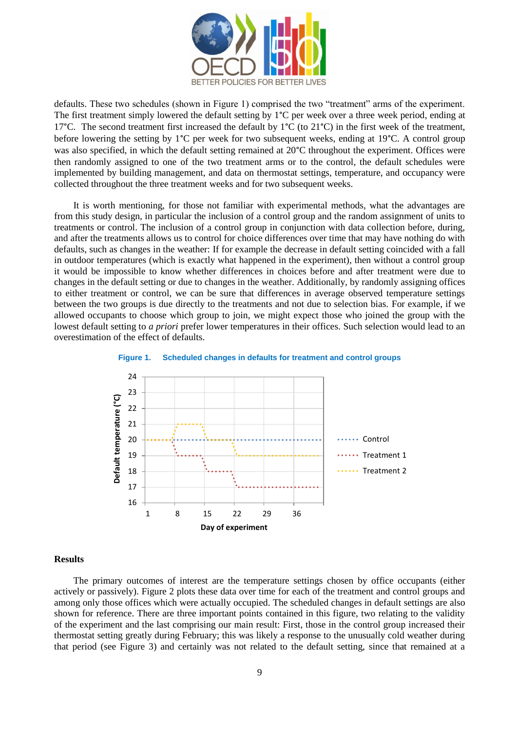defaults. These two schedules (shown in Figure 1) comprised the two "treatment" arms of the experiment. The first treatment simply lowered the default setting by 1°C per week over a three week period, ending at 17°C. The second treatment first increased the default by 1°C (to 21°C) in the first week of the treatment, before lowering the setting by 1°C per week for two subsequent weeks, ending at 19°C. A control group was also specified, in which the default setting remained at 20°C throughout the experiment. Offices were then randomly assigned to one of the two treatment arms or to the control, the default schedules were implemented by building management, and data on thermostat settings, temperature, and occupancy were collected throughout the three treatment weeks and for two subsequent weeks.

It is worth mentioning, for those not familiar with experimental methods, what the advantages are from this study design, in particular the inclusion of a control group and the random assignment of units to treatments or control. The inclusion of a control group in conjunction with data collection before, during, and after the treatments allows us to control for choice differences over time that may have nothing do with defaults, such as changes in the weather: If for example the decrease in default setting coincided with a fall in outdoor temperatures (which is exactly what happened in the experiment), then without a control group it would be impossible to know whether differences in choices before and after treatment were due to changes in the default setting or due to changes in the weather. Additionally, by randomly assigning offices to either treatment or control, we can be sure that differences in average observed temperature settings between the two groups is due directly to the treatments and not due to selection bias. For example, if we allowed occupants to choose which group to join, we might expect those who joined the group with the lowest default setting to *a priori* prefer lower temperatures in their offices. Such selection would lead to an overestimation of the effect of defaults.

**Figure 1. Scheduled changes in defaults for treatment and control groups**

## Results

The primary outcomes of interest are the temperature settings chosen by office occupants (either actively or passively). Figure 2 plots these data over time for each of the treatment and control groups and among only those offices which were actually occupied. The scheduled changes in default settings are also shown for reference. There are three important points contained in this figure, two relating to the validity of the experiment and the last comprising our main result: First, those in the control group increased their thermostat setting greatly during February; this was likely a response to the unusually cold weather during that period (see Figure 3) and certainly was not related to the default setting, since that remained at a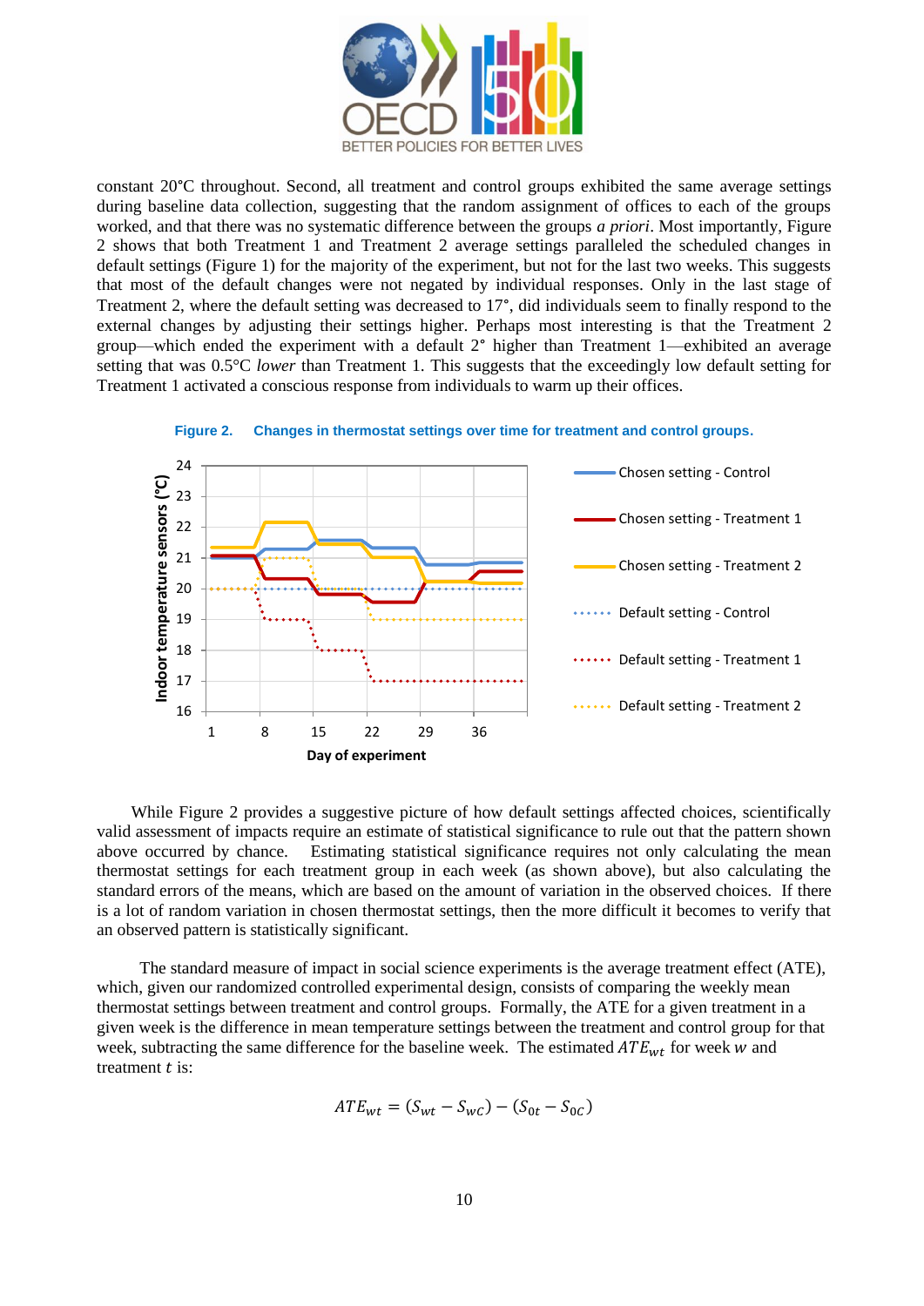constant 20°C throughout. Second, all treatment and control groups exhibited the same average settings during baseline data collection, suggesting that the random assignment of offices to each of the groups worked, and that there was no systematic difference between the groups *a priori*. Most importantly, Figure 2 shows that both Treatment 1 and Treatment 2 average settings paralleled the scheduled changes in default settings (Figure 1) for the majority of the experiment, but not for the last two weeks. This suggests that most of the default changes were not negated by individual responses. Only in the last stage of Treatment 2, where the default setting was decreased to 17°, did individuals seem to finally respond to the external changes by adjusting their settings higher. Perhaps most interesting is that the Treatment 2 group—which ended the experiment with a default 2° higher than Treatment 1—exhibited an average setting that was 0.5°C *lower* than Treatment 1. This suggests that the exceedingly low default setting for Treatment 1 activated a conscious response from individuals to warm up their offices.

**Figure 2. Changes in thermostat settings over time for treatment and control groups.**

While Figure 2 provides a suggestive picture of how default settings affected choices, scientifically valid assessment of impacts require an estimate of statistical significance to rule out that the pattern shown above occurred by chance. Estimating statistical significance requires not only calculating the mean thermostat settings for each treatment group in each week (as shown above), but also calculating the standard errors of the means, which are based on the amount of variation in the observed choices. If there is a lot of random variation in chosen thermostat settings, then the more difficult it becomes to verify that an observed pattern is statistically significant.

The standard measure of impact in social science experiments is the average treatment effect (ATE), which, given our randomized controlled experimental design, consists of comparing the weekly mean thermostat settings between treatment and control groups. Formally, the ATE for a given treatment in a given week is the difference in mean temperature settings between the treatment and control group for that week, subtracting the same difference for the baseline week. The estimated $ATE_{wt}$ for week $w$ and treatment $t$ is:

$$ATE_{wt} = (S_{wt} - S_{wC}) - (S_{0t} - S_{0C})$$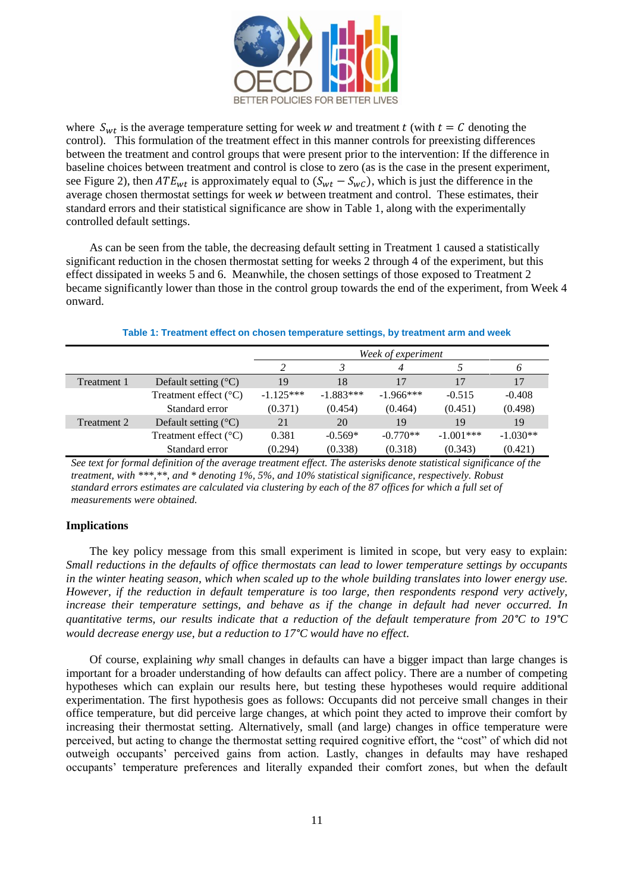where $S_{wt}$ is the average temperature setting for week $w$ and treatment $t$ (with $t = C$ denoting the control). This formulation of the treatment effect in this manner controls for preexisting differences between the treatment and control groups that were present prior to the intervention: If the difference in baseline choices between treatment and control is close to zero (as is the case in the present experiment, see Figure 2), then $ATE_{wt}$ is approximately equal to $(S_{wt} - S_{wC})$, which is just the difference in the average chosen thermostat settings for week $w$ between treatment and control. These estimates, their standard errors and their statistical significance are show in Table 1, along with the experimentally controlled default settings.

As can be seen from the table, the decreasing default setting in Treatment 1 caused a statistically significant reduction in the chosen thermostat setting for weeks 2 through 4 of the experiment, but this effect dissipated in weeks 5 and 6. Meanwhile, the chosen settings of those exposed to Treatment 2 became significantly lower than those in the control group towards the end of the experiment, from Week 4 onward.

**Table 1: Treatment effect on chosen temperature settings, by treatment arm and week**

| | | *Week of experiment* | | | | |
|---|---|---|---|---|---|---|
| | | *2* | *3* | *4* | *5* | *6* |
| Treatment 1 | Default setting (°C) | 19 | 18 | 17 | 17 | 17 |
| | Treatment effect (°C) | -1.125*** | -1.883*** | -1.966*** | -0.515 | -0.408 |
| | Standard error | (0.371) | (0.454) | (0.464) | (0.451) | (0.498) |
| Treatment 2 | Default setting (°C) | 21 | 20 | 19 | 19 | 19 |
| | Treatment effect (°C) | 0.381 | -0.569* | -0.770** | -1.001*** | -1.030** |
| | Standard error | (0.294) | (0.338) | (0.318) | (0.343) | (0.421) |

*See text for formal definition of the average treatment effect. The asterisks denote statistical significance of the treatment, with ***,**, and * denoting 1%, 5%, and 10% statistical significance, respectively. Robust standard errors estimates are calculated via clustering by each of the 87 offices for which a full set of measurements were obtained.*

**Implications**

The key policy message from this small experiment is limited in scope, but very easy to explain: *Small reductions in the defaults of office thermostats can lead to lower temperature settings by occupants in the winter heating season, which when scaled up to the whole building translates into lower energy use. However, if the reduction in default temperature is too large, then respondents respond very actively, increase their temperature settings, and behave as if the change in default had never occurred. In quantitative terms, our results indicate that a reduction of the default temperature from 20°C to 19°C would decrease energy use, but a reduction to 17°C would have no effect.*

Of course, explaining *why* small changes in defaults can have a bigger impact than large changes is important for a broader understanding of how defaults can affect policy. There are a number of competing hypotheses which can explain our results here, but testing these hypotheses would require additional experimentation. The first hypothesis goes as follows: Occupants did not perceive small changes in their office temperature, but did perceive large changes, at which point they acted to improve their comfort by increasing their thermostat setting. Alternatively, small (and large) changes in office temperature were perceived, but acting to change the thermostat setting required cognitive effort, the "cost" of which did not outweigh occupants' perceived gains from action. Lastly, changes in defaults may have reshaped occupants' temperature preferences and literally expanded their comfort zones, but when the default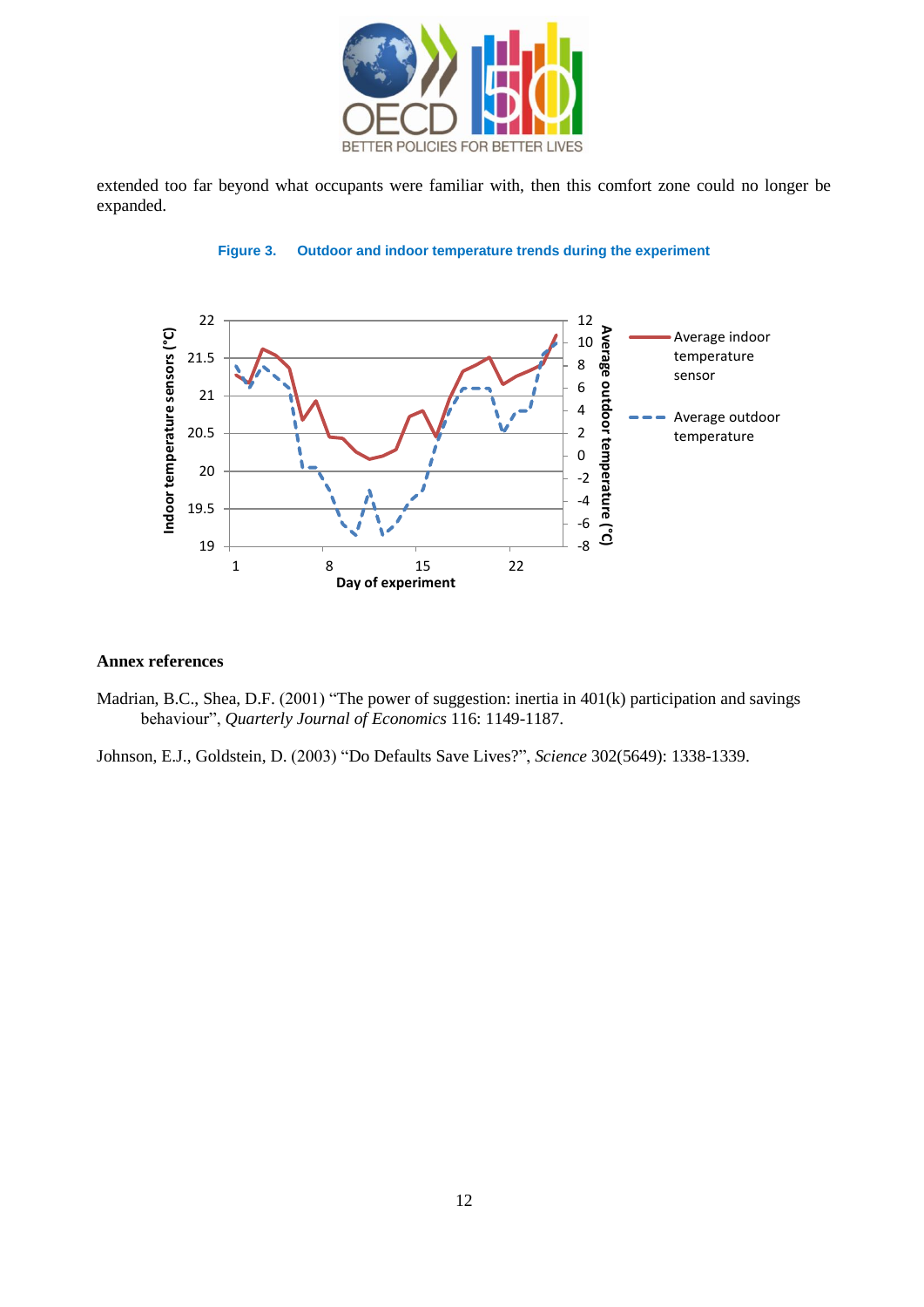extended too far beyond what occupants were familiar with, then this comfort zone could no longer be expanded.

**Figure 3. Outdoor and indoor temperature trends during the experiment**

Indoor temperature sensors (°C)
22
21.5
21
20.5
20
19.5
19

Average outdoor temperature (°C)
12
10
8
6
4
2
0
-2
-4
-6
-8

1
8
15
22
Day of experiment

Average indoor temperature sensor
Average outdoor temperature

### Annex references

Madrian, B.C., Shea, D.F. (2001) "The power of suggestion: inertia in 401(k) participation and savings behaviour", *Quarterly Journal of Economics* 116: 1149-1187.

Johnson, E.J., Goldstein, D. (2003) "Do Defaults Save Lives?", *Science* 302(5649): 1338-1339.